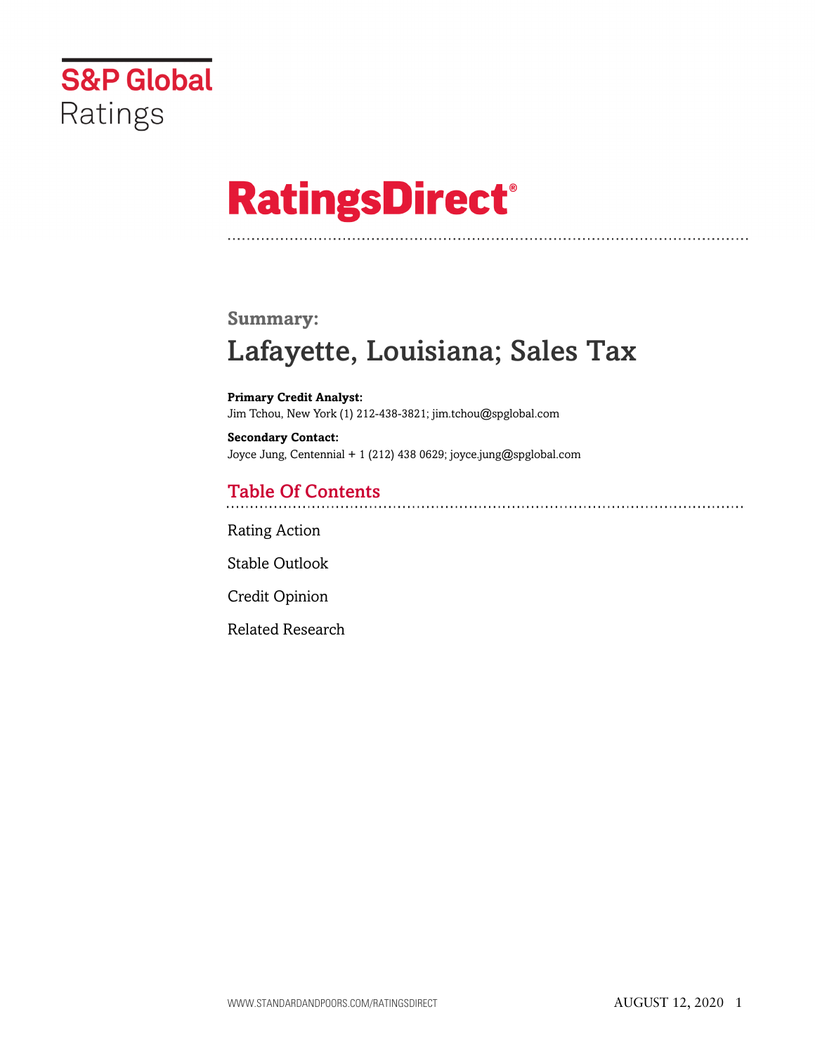S&P Global Ratings

# RatingsDirect®

## Summary:

# Lafayette, Louisiana; Sales Tax

**Primary Credit Analyst:**
Jim Tchou, New York (1) 212-438-3821; jim.tchou@spglobal.com

**Secondary Contact:**
Joyce Jung, Centennial + 1 (212) 438 0629; joyce.jung@spglobal.com

## Table Of Contents

Rating Action

Stable Outlook

Credit Opinion

Related Research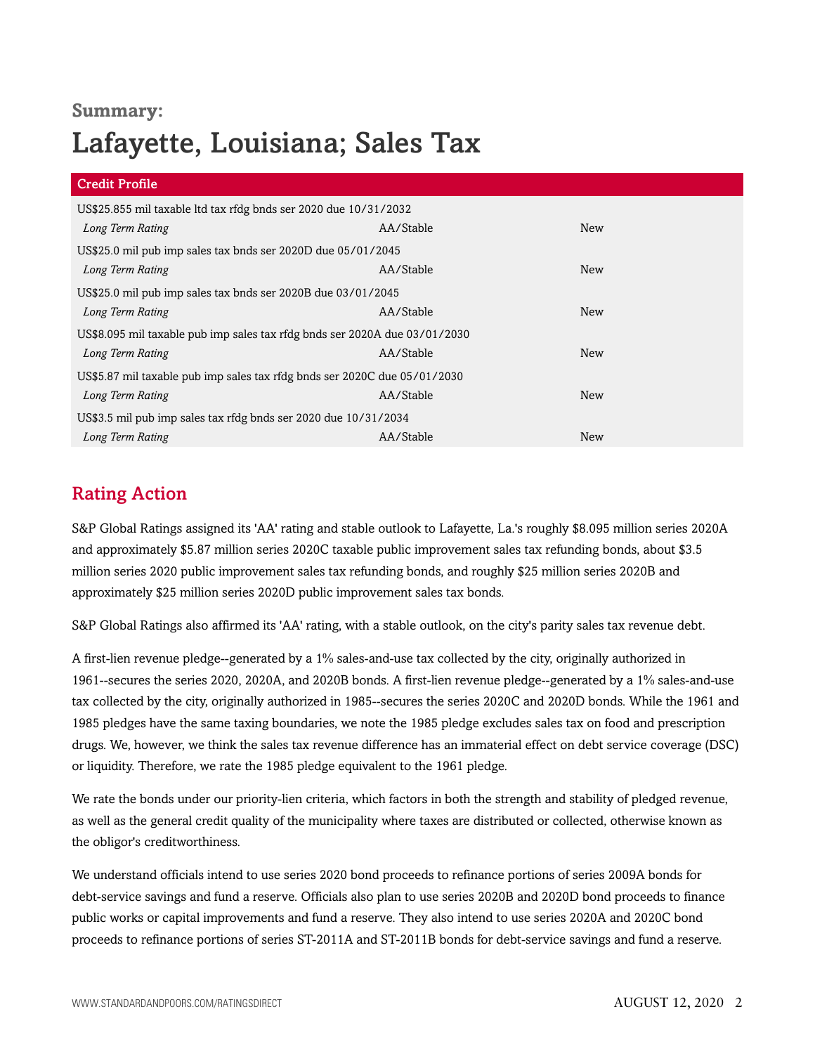**Summary:**

# Lafayette, Louisiana; Sales Tax

| Credit Profile | | |
|---|---|---|
| US$25.855 mil taxable ltd tax rfdg bnds ser 2020 due 10/31/2032 | | |
| *Long Term Rating* | AA/Stable | New |
| US$25.0 mil pub imp sales tax bnds ser 2020D due 05/01/2045 | | |
| *Long Term Rating* | AA/Stable | New |
| US$25.0 mil pub imp sales tax bnds ser 2020B due 03/01/2045 | | |
| *Long Term Rating* | AA/Stable | New |
| US$8.095 mil taxable pub imp sales tax rfdg bnds ser 2020A due 03/01/2030 | | |
| *Long Term Rating* | AA/Stable | New |
| US$5.87 mil taxable pub imp sales tax rfdg bnds ser 2020C due 05/01/2030 | | |
| *Long Term Rating* | AA/Stable | New |
| US$3.5 mil pub imp sales tax rfdg bnds ser 2020 due 10/31/2034 | | |
| *Long Term Rating* | AA/Stable | New |

## Rating Action

S&P Global Ratings assigned its 'AA' rating and stable outlook to Lafayette, La.'s roughly $8.095 million series 2020A and approximately $5.87 million series 2020C taxable public improvement sales tax refunding bonds, about $3.5 million series 2020 public improvement sales tax refunding bonds, and roughly $25 million series 2020B and approximately $25 million series 2020D public improvement sales tax bonds.

S&P Global Ratings also affirmed its 'AA' rating, with a stable outlook, on the city's parity sales tax revenue debt.

A first-lien revenue pledge--generated by a 1% sales-and-use tax collected by the city, originally authorized in 1961--secures the series 2020, 2020A, and 2020B bonds. A first-lien revenue pledge--generated by a 1% sales-and-use tax collected by the city, originally authorized in 1985--secures the series 2020C and 2020D bonds. While the 1961 and 1985 pledges have the same taxing boundaries, we note the 1985 pledge excludes sales tax on food and prescription drugs. We, however, we think the sales tax revenue difference has an immaterial effect on debt service coverage (DSC) or liquidity. Therefore, we rate the 1985 pledge equivalent to the 1961 pledge.

We rate the bonds under our priority-lien criteria, which factors in both the strength and stability of pledged revenue, as well as the general credit quality of the municipality where taxes are distributed or collected, otherwise known as the obligor's creditworthiness.

We understand officials intend to use series 2020 bond proceeds to refinance portions of series 2009A bonds for debt-service savings and fund a reserve. Officials also plan to use series 2020B and 2020D bond proceeds to finance public works or capital improvements and fund a reserve. They also intend to use series 2020A and 2020C bond proceeds to refinance portions of series ST-2011A and ST-2011B bonds for debt-service savings and fund a reserve.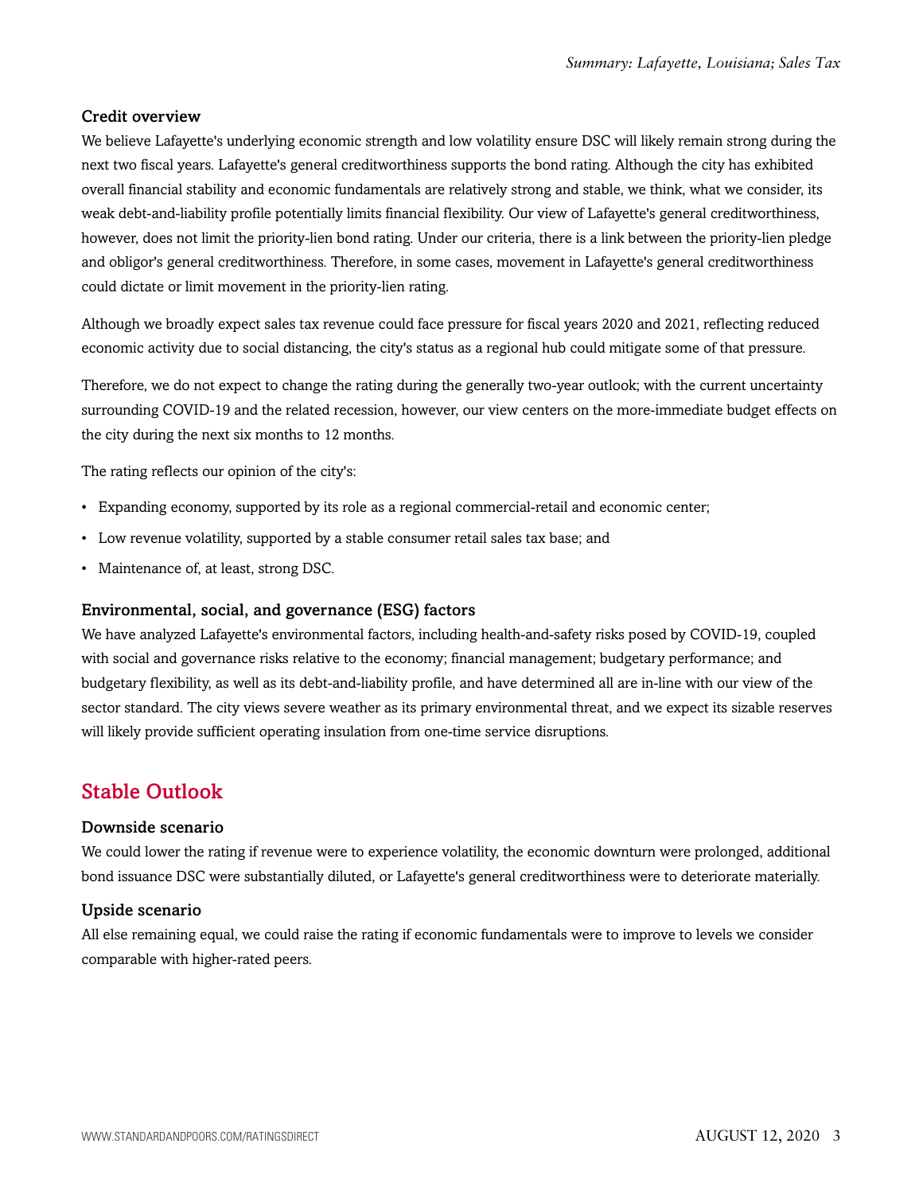### Credit overview

We believe Lafayette's underlying economic strength and low volatility ensure DSC will likely remain strong during the next two fiscal years. Lafayette's general creditworthiness supports the bond rating. Although the city has exhibited overall financial stability and economic fundamentals are relatively strong and stable, we think, what we consider, its weak debt-and-liability profile potentially limits financial flexibility. Our view of Lafayette's general creditworthiness, however, does not limit the priority-lien bond rating. Under our criteria, there is a link between the priority-lien pledge and obligor's general creditworthiness. Therefore, in some cases, movement in Lafayette's general creditworthiness could dictate or limit movement in the priority-lien rating.

Although we broadly expect sales tax revenue could face pressure for fiscal years 2020 and 2021, reflecting reduced economic activity due to social distancing, the city's status as a regional hub could mitigate some of that pressure.

Therefore, we do not expect to change the rating during the generally two-year outlook; with the current uncertainty surrounding COVID-19 and the related recession, however, our view centers on the more-immediate budget effects on the city during the next six months to 12 months.

The rating reflects our opinion of the city's:

- Expanding economy, supported by its role as a regional commercial-retail and economic center;
- Low revenue volatility, supported by a stable consumer retail sales tax base; and
- Maintenance of, at least, strong DSC.

### Environmental, social, and governance (ESG) factors

We have analyzed Lafayette's environmental factors, including health-and-safety risks posed by COVID-19, coupled with social and governance risks relative to the economy; financial management; budgetary performance; and budgetary flexibility, as well as its debt-and-liability profile, and have determined all are in-line with our view of the sector standard. The city views severe weather as its primary environmental threat, and we expect its sizable reserves will likely provide sufficient operating insulation from one-time service disruptions.

## Stable Outlook

### Downside scenario

We could lower the rating if revenue were to experience volatility, the economic downturn were prolonged, additional bond issuance DSC were substantially diluted, or Lafayette's general creditworthiness were to deteriorate materially.

### Upside scenario

All else remaining equal, we could raise the rating if economic fundamentals were to improve to levels we consider comparable with higher-rated peers.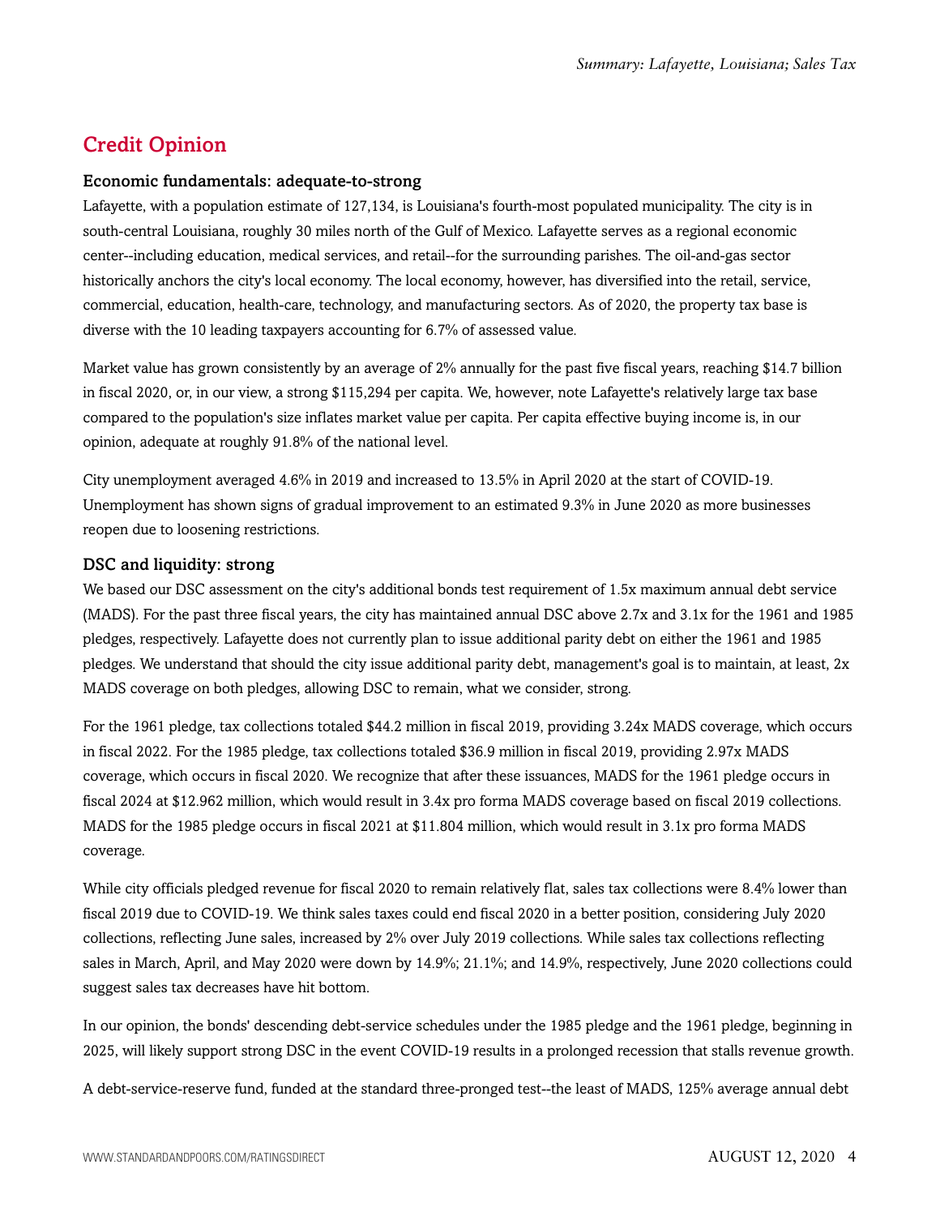## Credit Opinion

### Economic fundamentals: adequate-to-strong

Lafayette, with a population estimate of 127,134, is Louisiana's fourth-most populated municipality. The city is in south-central Louisiana, roughly 30 miles north of the Gulf of Mexico. Lafayette serves as a regional economic center--including education, medical services, and retail--for the surrounding parishes. The oil-and-gas sector historically anchors the city's local economy. The local economy, however, has diversified into the retail, service, commercial, education, health-care, technology, and manufacturing sectors. As of 2020, the property tax base is diverse with the 10 leading taxpayers accounting for 6.7% of assessed value.

Market value has grown consistently by an average of 2% annually for the past five fiscal years, reaching $14.7 billion in fiscal 2020, or, in our view, a strong $115,294 per capita. We, however, note Lafayette's relatively large tax base compared to the population's size inflates market value per capita. Per capita effective buying income is, in our opinion, adequate at roughly 91.8% of the national level.

City unemployment averaged 4.6% in 2019 and increased to 13.5% in April 2020 at the start of COVID-19. Unemployment has shown signs of gradual improvement to an estimated 9.3% in June 2020 as more businesses reopen due to loosening restrictions.

### DSC and liquidity: strong

We based our DSC assessment on the city's additional bonds test requirement of 1.5x maximum annual debt service (MADS). For the past three fiscal years, the city has maintained annual DSC above 2.7x and 3.1x for the 1961 and 1985 pledges, respectively. Lafayette does not currently plan to issue additional parity debt on either the 1961 and 1985 pledges. We understand that should the city issue additional parity debt, management's goal is to maintain, at least, 2x MADS coverage on both pledges, allowing DSC to remain, what we consider, strong.

For the 1961 pledge, tax collections totaled $44.2 million in fiscal 2019, providing 3.24x MADS coverage, which occurs in fiscal 2022. For the 1985 pledge, tax collections totaled $36.9 million in fiscal 2019, providing 2.97x MADS coverage, which occurs in fiscal 2020. We recognize that after these issuances, MADS for the 1961 pledge occurs in fiscal 2024 at $12.962 million, which would result in 3.4x pro forma MADS coverage based on fiscal 2019 collections. MADS for the 1985 pledge occurs in fiscal 2021 at $11.804 million, which would result in 3.1x pro forma MADS coverage.

While city officials pledged revenue for fiscal 2020 to remain relatively flat, sales tax collections were 8.4% lower than fiscal 2019 due to COVID-19. We think sales taxes could end fiscal 2020 in a better position, considering July 2020 collections, reflecting June sales, increased by 2% over July 2019 collections. While sales tax collections reflecting sales in March, April, and May 2020 were down by 14.9%; 21.1%; and 14.9%, respectively, June 2020 collections could suggest sales tax decreases have hit bottom.

In our opinion, the bonds' descending debt-service schedules under the 1985 pledge and the 1961 pledge, beginning in 2025, will likely support strong DSC in the event COVID-19 results in a prolonged recession that stalls revenue growth.

A debt-service-reserve fund, funded at the standard three-pronged test--the least of MADS, 125% average annual debt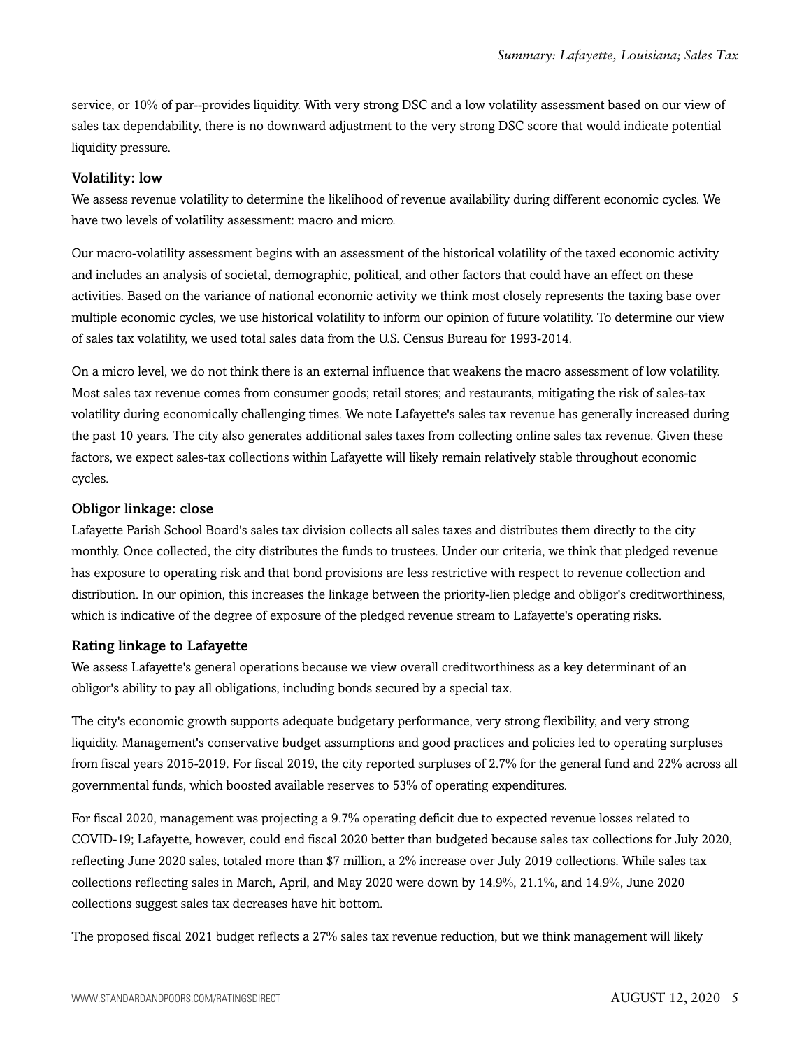service, or 10% of par--provides liquidity. With very strong DSC and a low volatility assessment based on our view of sales tax dependability, there is no downward adjustment to the very strong DSC score that would indicate potential liquidity pressure.

### Volatility: low

We assess revenue volatility to determine the likelihood of revenue availability during different economic cycles. We have two levels of volatility assessment: macro and micro.

Our macro-volatility assessment begins with an assessment of the historical volatility of the taxed economic activity and includes an analysis of societal, demographic, political, and other factors that could have an effect on these activities. Based on the variance of national economic activity we think most closely represents the taxing base over multiple economic cycles, we use historical volatility to inform our opinion of future volatility. To determine our view of sales tax volatility, we used total sales data from the U.S. Census Bureau for 1993-2014.

On a micro level, we do not think there is an external influence that weakens the macro assessment of low volatility. Most sales tax revenue comes from consumer goods; retail stores; and restaurants, mitigating the risk of sales-tax volatility during economically challenging times. We note Lafayette's sales tax revenue has generally increased during the past 10 years. The city also generates additional sales taxes from collecting online sales tax revenue. Given these factors, we expect sales-tax collections within Lafayette will likely remain relatively stable throughout economic cycles.

### Obligor linkage: close

Lafayette Parish School Board's sales tax division collects all sales taxes and distributes them directly to the city monthly. Once collected, the city distributes the funds to trustees. Under our criteria, we think that pledged revenue has exposure to operating risk and that bond provisions are less restrictive with respect to revenue collection and distribution. In our opinion, this increases the linkage between the priority-lien pledge and obligor's creditworthiness, which is indicative of the degree of exposure of the pledged revenue stream to Lafayette's operating risks.

### Rating linkage to Lafayette

We assess Lafayette's general operations because we view overall creditworthiness as a key determinant of an obligor's ability to pay all obligations, including bonds secured by a special tax.

The city's economic growth supports adequate budgetary performance, very strong flexibility, and very strong liquidity. Management's conservative budget assumptions and good practices and policies led to operating surpluses from fiscal years 2015-2019. For fiscal 2019, the city reported surpluses of 2.7% for the general fund and 22% across all governmental funds, which boosted available reserves to 53% of operating expenditures.

For fiscal 2020, management was projecting a 9.7% operating deficit due to expected revenue losses related to COVID-19; Lafayette, however, could end fiscal 2020 better than budgeted because sales tax collections for July 2020, reflecting June 2020 sales, totaled more than $7 million, a 2% increase over July 2019 collections. While sales tax collections reflecting sales in March, April, and May 2020 were down by 14.9%, 21.1%, and 14.9%, June 2020 collections suggest sales tax decreases have hit bottom.

The proposed fiscal 2021 budget reflects a 27% sales tax revenue reduction, but we think management will likely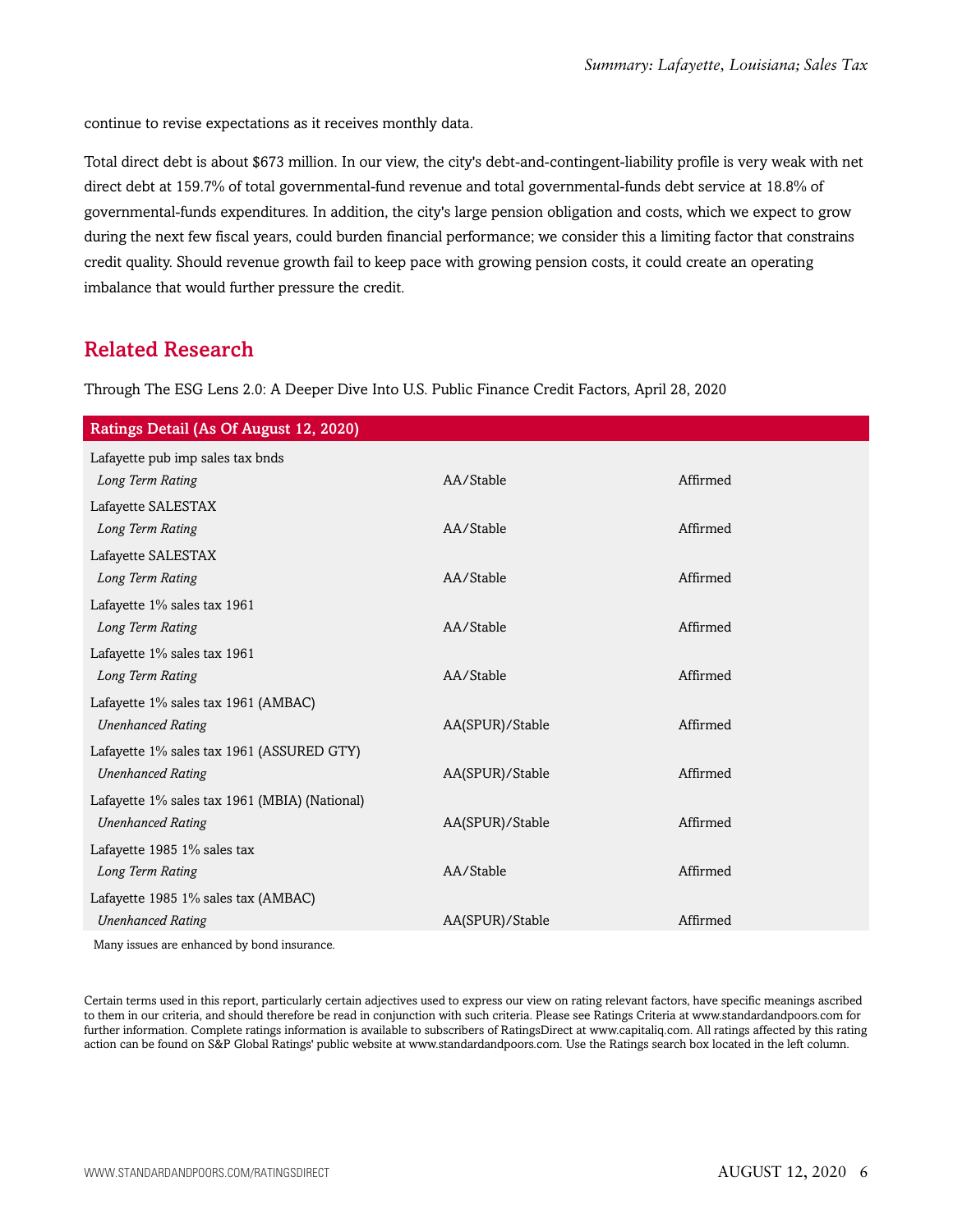continue to revise expectations as it receives monthly data.

Total direct debt is about $673 million. In our view, the city's debt-and-contingent-liability profile is very weak with net direct debt at 159.7% of total governmental-fund revenue and total governmental-funds debt service at 18.8% of governmental-funds expenditures. In addition, the city's large pension obligation and costs, which we expect to grow during the next few fiscal years, could burden financial performance; we consider this a limiting factor that constrains credit quality. Should revenue growth fail to keep pace with growing pension costs, it could create an operating imbalance that would further pressure the credit.

## Related Research

Through The ESG Lens 2.0: A Deeper Dive Into U.S. Public Finance Credit Factors, April 28, 2020

| Ratings Detail (As Of August 12, 2020) | | |
|---|---|---|
| Lafayette pub imp sales tax bnds | | |
| *Long Term Rating* | AA/Stable | Affirmed |
| Lafayette SALESTAX | | |
| *Long Term Rating* | AA/Stable | Affirmed |
| Lafayette SALESTAX | | |
| *Long Term Rating* | AA/Stable | Affirmed |
| Lafayette 1% sales tax 1961 | | |
| *Long Term Rating* | AA/Stable | Affirmed |
| Lafayette 1% sales tax 1961 | | |
| *Long Term Rating* | AA/Stable | Affirmed |
| Lafayette 1% sales tax 1961 (AMBAC) | | |
| *Unenhanced Rating* | AA(SPUR)/Stable | Affirmed |
| Lafayette 1% sales tax 1961 (ASSURED GTY) | | |
| *Unenhanced Rating* | AA(SPUR)/Stable | Affirmed |
| Lafayette 1% sales tax 1961 (MBIA) (National) | | |
| *Unenhanced Rating* | AA(SPUR)/Stable | Affirmed |
| Lafayette 1985 1% sales tax | | |
| *Long Term Rating* | AA/Stable | Affirmed |
| Lafayette 1985 1% sales tax (AMBAC) | | |
| *Unenhanced Rating* | AA(SPUR)/Stable | Affirmed |

Many issues are enhanced by bond insurance.

Certain terms used in this report, particularly certain adjectives used to express our view on rating relevant factors, have specific meanings ascribed to them in our criteria, and should therefore be read in conjunction with such criteria. Please see Ratings Criteria at www.standardandpoors.com for further information. Complete ratings information is available to subscribers of RatingsDirect at www.capitaliq.com. All ratings affected by this rating action can be found on S&P Global Ratings' public website at www.standardandpoors.com. Use the Ratings search box located in the left column.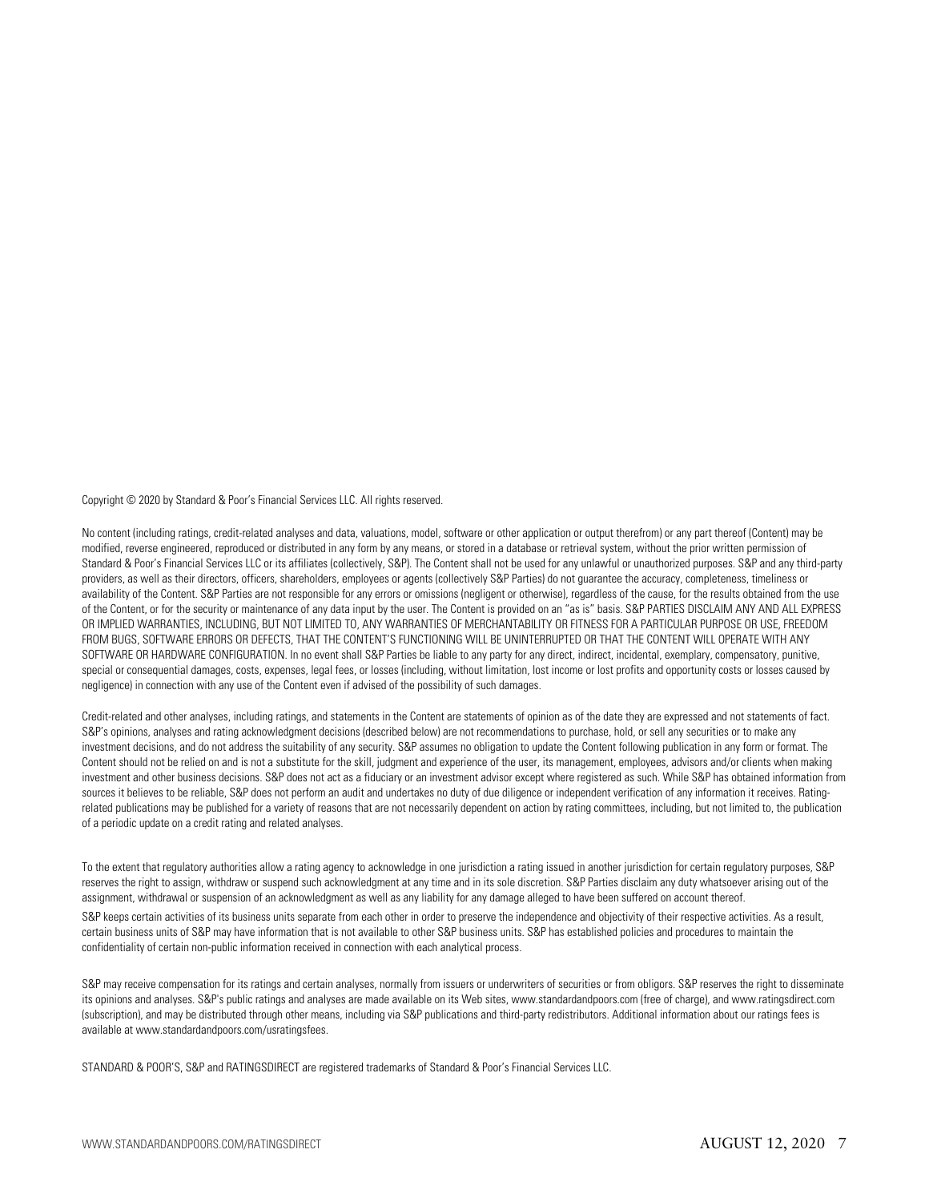Copyright © 2020 by Standard & Poor's Financial Services LLC. All rights reserved.

No content (including ratings, credit-related analyses and data, valuations, model, software or other application or output therefrom) or any part thereof (Content) may be modified, reverse engineered, reproduced or distributed in any form by any means, or stored in a database or retrieval system, without the prior written permission of Standard & Poor's Financial Services LLC or its affiliates (collectively, S&P). The Content shall not be used for any unlawful or unauthorized purposes. S&P and any third-party providers, as well as their directors, officers, shareholders, employees or agents (collectively S&P Parties) do not guarantee the accuracy, completeness, timeliness or availability of the Content. S&P Parties are not responsible for any errors or omissions (negligent or otherwise), regardless of the cause, for the results obtained from the use of the Content, or for the security or maintenance of any data input by the user. The Content is provided on an "as is" basis. S&P PARTIES DISCLAIM ANY AND ALL EXPRESS OR IMPLIED WARRANTIES, INCLUDING, BUT NOT LIMITED TO, ANY WARRANTIES OF MERCHANTABILITY OR FITNESS FOR A PARTICULAR PURPOSE OR USE, FREEDOM FROM BUGS, SOFTWARE ERRORS OR DEFECTS, THAT THE CONTENT'S FUNCTIONING WILL BE UNINTERRUPTED OR THAT THE CONTENT WILL OPERATE WITH ANY SOFTWARE OR HARDWARE CONFIGURATION. In no event shall S&P Parties be liable to any party for any direct, indirect, incidental, exemplary, compensatory, punitive, special or consequential damages, costs, expenses, legal fees, or losses (including, without limitation, lost income or lost profits and opportunity costs or losses caused by negligence) in connection with any use of the Content even if advised of the possibility of such damages.

Credit-related and other analyses, including ratings, and statements in the Content are statements of opinion as of the date they are expressed and not statements of fact. S&P's opinions, analyses and rating acknowledgment decisions (described below) are not recommendations to purchase, hold, or sell any securities or to make any investment decisions, and do not address the suitability of any security. S&P assumes no obligation to update the Content following publication in any form or format. The Content should not be relied on and is not a substitute for the skill, judgment and experience of the user, its management, employees, advisors and/or clients when making investment and other business decisions. S&P does not act as a fiduciary or an investment advisor except where registered as such. While S&P has obtained information from sources it believes to be reliable, S&P does not perform an audit and undertakes no duty of due diligence or independent verification of any information it receives. Rating-related publications may be published for a variety of reasons that are not necessarily dependent on action by rating committees, including, but not limited to, the publication of a periodic update on a credit rating and related analyses.

To the extent that regulatory authorities allow a rating agency to acknowledge in one jurisdiction a rating issued in another jurisdiction for certain regulatory purposes, S&P reserves the right to assign, withdraw or suspend such acknowledgment at any time and in its sole discretion. S&P Parties disclaim any duty whatsoever arising out of the assignment, withdrawal or suspension of an acknowledgment as well as any liability for any damage alleged to have been suffered on account thereof.

S&P keeps certain activities of its business units separate from each other in order to preserve the independence and objectivity of their respective activities. As a result, certain business units of S&P may have information that is not available to other S&P business units. S&P has established policies and procedures to maintain the confidentiality of certain non-public information received in connection with each analytical process.

S&P may receive compensation for its ratings and certain analyses, normally from issuers or underwriters of securities or from obligors. S&P reserves the right to disseminate its opinions and analyses. S&P's public ratings and analyses are made available on its Web sites, www.standardandpoors.com (free of charge), and www.ratingsdirect.com (subscription), and may be distributed through other means, including via S&P publications and third-party redistributors. Additional information about our ratings fees is available at www.standardandpoors.com/usratingsfees.

STANDARD & POOR'S, S&P and RATINGSDIRECT are registered trademarks of Standard & Poor's Financial Services LLC.